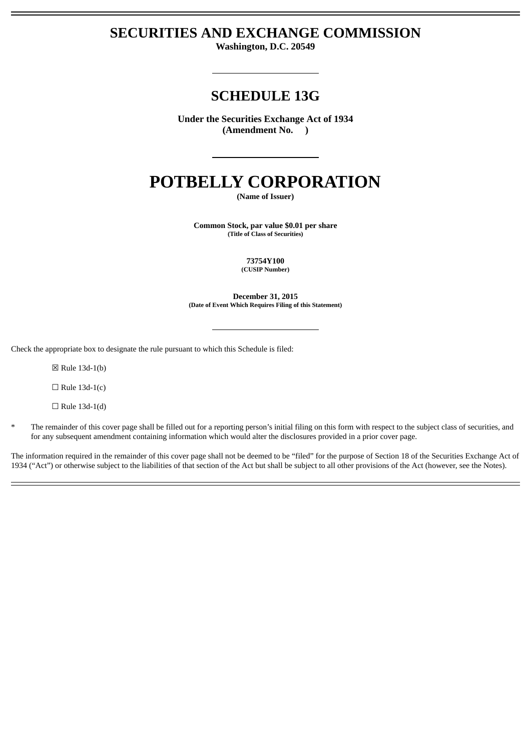# SECURITIES AND EXCHANGE COMMISSION

**Washington, D.C. 20549**

## SCHEDULE 13G

**Under the Securities Exchange Act of 1934**
**(Amendment No. )**

# POTBELLY CORPORATION

**(Name of Issuer)**

**Common Stock, par value $0.01 per share**
**(Title of Class of Securities)**

**73754Y100**
**(CUSIP Number)**

**December 31, 2015**
**(Date of Event Which Requires Filing of this Statement)**

Check the appropriate box to designate the rule pursuant to which this Schedule is filed:

☒ Rule 13d-1(b)

☐ Rule 13d-1(c)

☐ Rule 13d-1(d)

\* The remainder of this cover page shall be filled out for a reporting person's initial filing on this form with respect to the subject class of securities, and for any subsequent amendment containing information which would alter the disclosures provided in a prior cover page.

The information required in the remainder of this cover page shall not be deemed to be "filed" for the purpose of Section 18 of the Securities Exchange Act of 1934 ("Act") or otherwise subject to the liabilities of that section of the Act but shall be subject to all other provisions of the Act (however, see the Notes).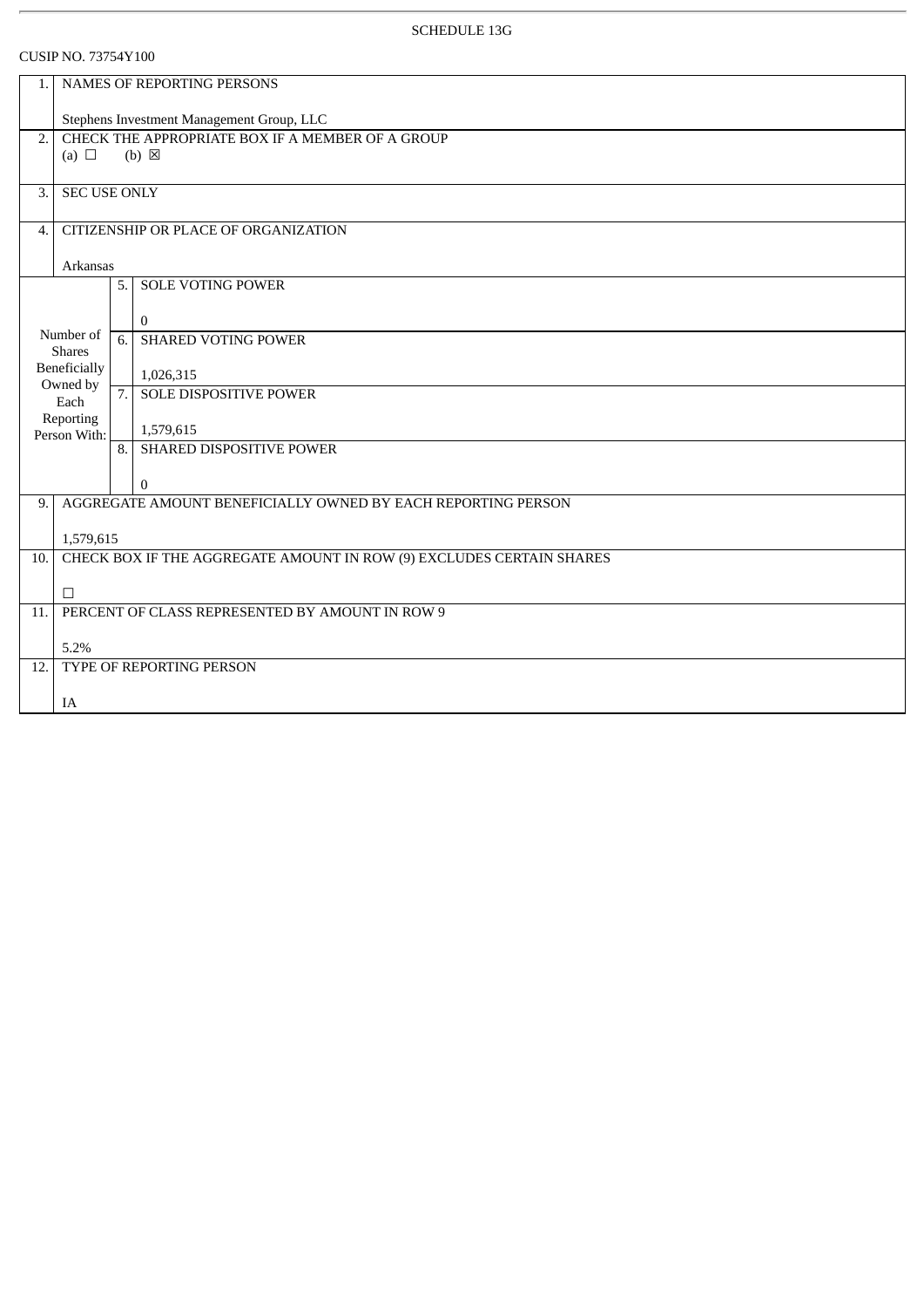SCHEDULE 13G

CUSIP NO. 73754Y100

| | | | |
|---|---|---|---|
| 1. | NAMES OF REPORTING PERSONS<br><br>Stephens Investment Management Group, LLC | | |
| 2. | CHECK THE APPROPRIATE BOX IF A MEMBER OF A GROUP<br>(a) ☐ (b) ☒ | | |
| 3. | SEC USE ONLY | | |
| 4. | CITIZENSHIP OR PLACE OF ORGANIZATION<br><br>Arkansas | | |
| Number of Shares Beneficially Owned by Each Reporting Person With: | 5. | SOLE VOTING POWER<br><br>0 | |
| | 6. | SHARED VOTING POWER<br><br>1,026,315 | |
| | 7. | SOLE DISPOSITIVE POWER<br><br>1,579,615 | |
| | 8. | SHARED DISPOSITIVE POWER<br><br>0 | |
| 9. | AGGREGATE AMOUNT BENEFICIALLY OWNED BY EACH REPORTING PERSON<br><br>1,579,615 | | |
| 10. | CHECK BOX IF THE AGGREGATE AMOUNT IN ROW (9) EXCLUDES CERTAIN SHARES<br><br>☐ | | |
| 11. | PERCENT OF CLASS REPRESENTED BY AMOUNT IN ROW 9<br><br>5.2% | | |
| 12. | TYPE OF REPORTING PERSON<br><br>IA | | |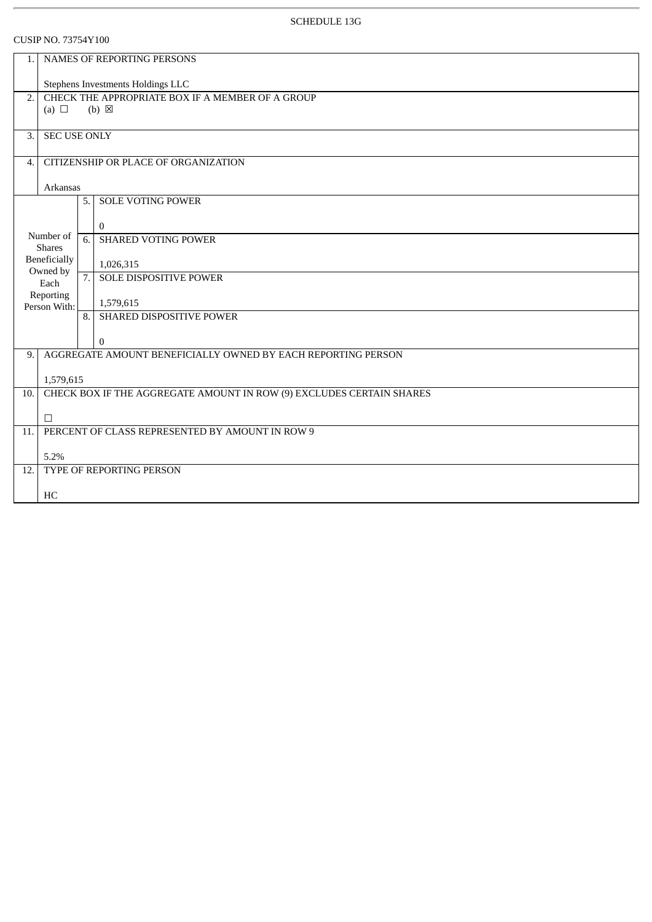SCHEDULE 13G

CUSIP NO. 73754Y100

| | | | |
|---|---|---|---|
| 1. | NAMES OF REPORTING PERSONS<br><br>Stephens Investments Holdings LLC | | |
| 2. | CHECK THE APPROPRIATE BOX IF A MEMBER OF A GROUP<br>(a) ☐ (b) ☒ | | |
| 3. | SEC USE ONLY | | |
| 4. | CITIZENSHIP OR PLACE OF ORGANIZATION<br><br>Arkansas | | |
| Number of Shares Beneficially Owned by Each Reporting Person With: | 5. | SOLE VOTING POWER<br><br>0 | |
| | 6. | SHARED VOTING POWER<br><br>1,026,315 | |
| | 7. | SOLE DISPOSITIVE POWER<br><br>1,579,615 | |
| | 8. | SHARED DISPOSITIVE POWER<br><br>0 | |
| 9. | AGGREGATE AMOUNT BENEFICIALLY OWNED BY EACH REPORTING PERSON<br><br>1,579,615 | | |
| 10. | CHECK BOX IF THE AGGREGATE AMOUNT IN ROW (9) EXCLUDES CERTAIN SHARES<br><br>☐ | | |
| 11. | PERCENT OF CLASS REPRESENTED BY AMOUNT IN ROW 9<br><br>5.2% | | |
| 12. | TYPE OF REPORTING PERSON<br><br>HC | | |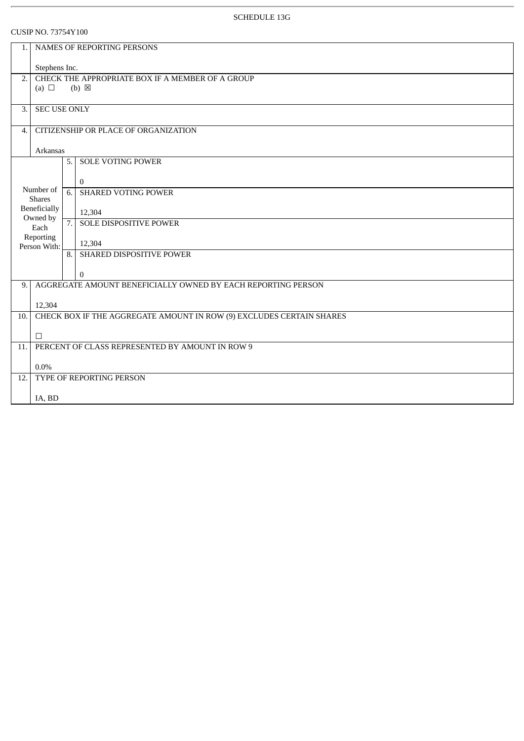SCHEDULE 13G

CUSIP NO. 73754Y100

| | | | |
|---|---|---|---|
| 1. | NAMES OF REPORTING PERSONS<br><br>Stephens Inc. | | |
| 2. | CHECK THE APPROPRIATE BOX IF A MEMBER OF A GROUP<br>(a) ☐ (b) ☒ | | |
| 3. | SEC USE ONLY | | |
| 4. | CITIZENSHIP OR PLACE OF ORGANIZATION<br><br>Arkansas | | |
| Number of Shares Beneficially Owned by Each Reporting Person With: | | 5. | SOLE VOTING POWER<br><br>0 |
| | | 6. | SHARED VOTING POWER<br><br>12,304 |
| | | 7. | SOLE DISPOSITIVE POWER<br><br>12,304 |
| | | 8. | SHARED DISPOSITIVE POWER<br><br>0 |
| 9. | AGGREGATE AMOUNT BENEFICIALLY OWNED BY EACH REPORTING PERSON<br><br>12,304 | | |
| 10. | CHECK BOX IF THE AGGREGATE AMOUNT IN ROW (9) EXCLUDES CERTAIN SHARES<br><br>☐ | | |
| 11. | PERCENT OF CLASS REPRESENTED BY AMOUNT IN ROW 9<br><br>0.0% | | |
| 12. | TYPE OF REPORTING PERSON<br><br>IA, BD | | |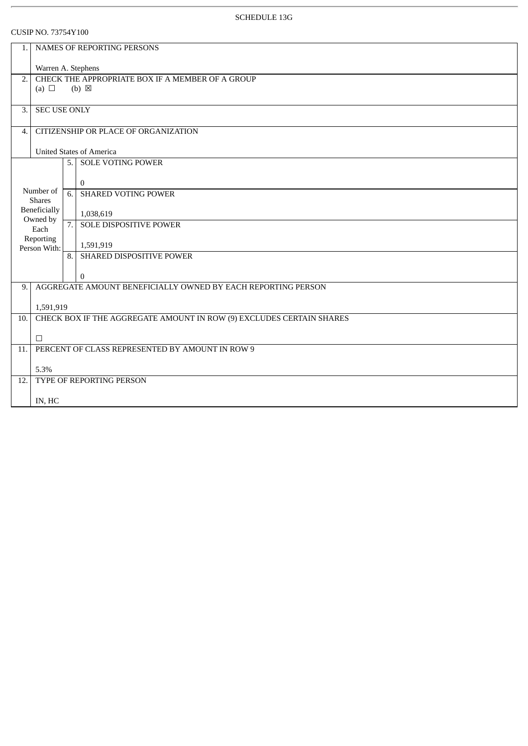SCHEDULE 13G

CUSIP NO. 73754Y100

| | | | |
|---|---|---|---|
| 1. | NAMES OF REPORTING PERSONS<br><br>Warren A. Stephens | | |
| 2. | CHECK THE APPROPRIATE BOX IF A MEMBER OF A GROUP<br>(a) ☐ (b) ☒ | | |
| 3. | SEC USE ONLY | | |
| 4. | CITIZENSHIP OR PLACE OF ORGANIZATION<br><br>United States of America | | |
| Number of Shares Beneficially Owned by Each Reporting Person With: | 5. | SOLE VOTING POWER<br><br>0 | |
| | 6. | SHARED VOTING POWER<br><br>1,038,619 | |
| | 7. | SOLE DISPOSITIVE POWER<br><br>1,591,919 | |
| | 8. | SHARED DISPOSITIVE POWER<br><br>0 | |
| 9. | AGGREGATE AMOUNT BENEFICIALLY OWNED BY EACH REPORTING PERSON<br><br>1,591,919 | | |
| 10. | CHECK BOX IF THE AGGREGATE AMOUNT IN ROW (9) EXCLUDES CERTAIN SHARES<br><br>☐ | | |
| 11. | PERCENT OF CLASS REPRESENTED BY AMOUNT IN ROW 9<br><br>5.3% | | |
| 12. | TYPE OF REPORTING PERSON<br><br>IN, HC | | |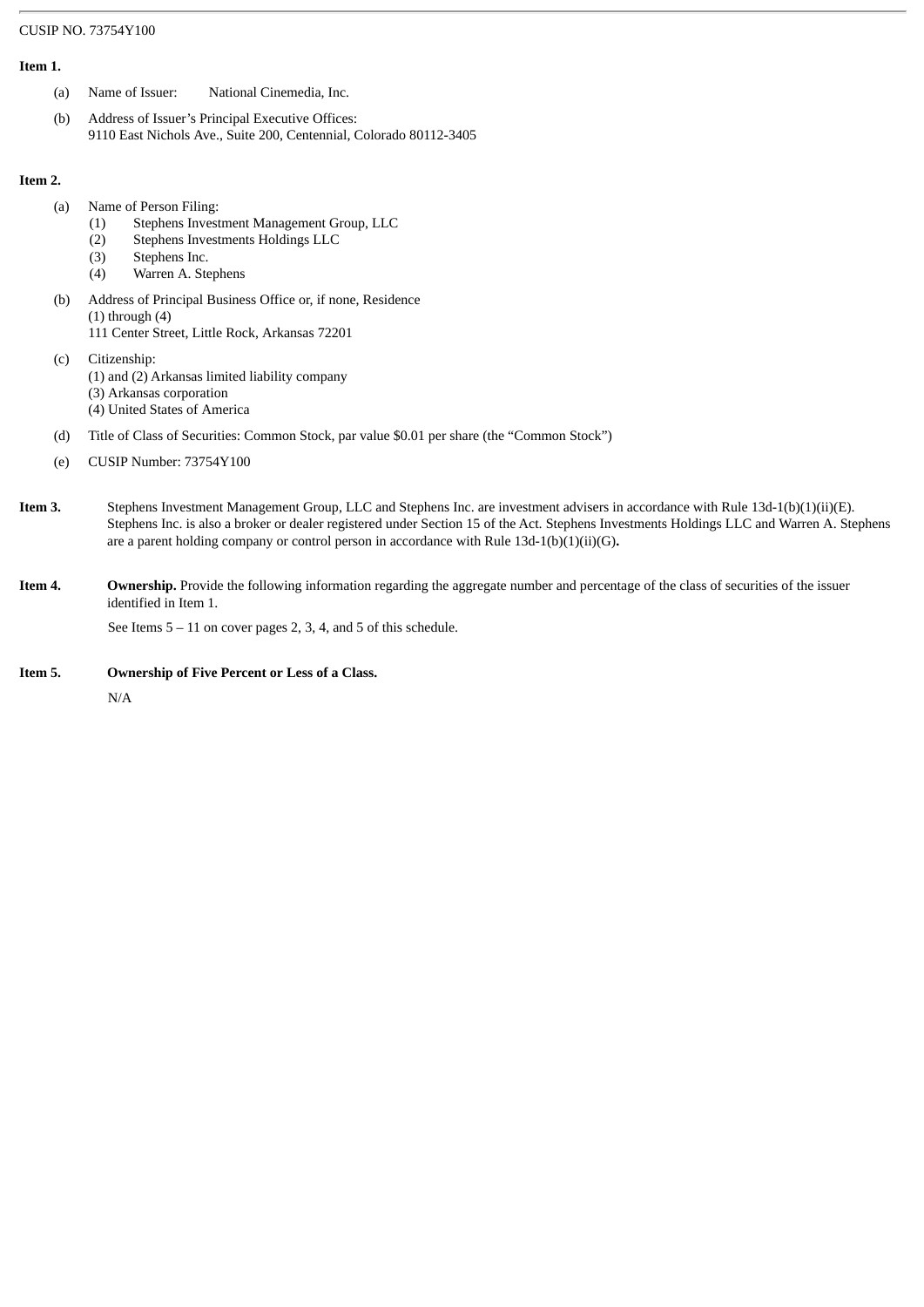CUSIP NO. 73754Y100

**Item 1.**

(a) Name of Issuer: National Cinemedia, Inc.

(b) Address of Issuer's Principal Executive Offices:
9110 East Nichols Ave., Suite 200, Centennial, Colorado 80112-3405

**Item 2.**

(a) Name of Person Filing:
(1) Stephens Investment Management Group, LLC
(2) Stephens Investments Holdings LLC
(3) Stephens Inc.
(4) Warren A. Stephens

(b) Address of Principal Business Office or, if none, Residence
(1) through (4)
111 Center Street, Little Rock, Arkansas 72201

(c) Citizenship:
(1) and (2) Arkansas limited liability company
(3) Arkansas corporation
(4) United States of America

(d) Title of Class of Securities: Common Stock, par value $0.01 per share (the "Common Stock")

(e) CUSIP Number: 73754Y100

**Item 3.** Stephens Investment Management Group, LLC and Stephens Inc. are investment advisers in accordance with Rule 13d-1(b)(1)(ii)(E). Stephens Inc. is also a broker or dealer registered under Section 15 of the Act. Stephens Investments Holdings LLC and Warren A. Stephens are a parent holding company or control person in accordance with Rule 13d-1(b)(1)(ii)(G)**.**

**Item 4.** **Ownership.** Provide the following information regarding the aggregate number and percentage of the class of securities of the issuer identified in Item 1.

See Items 5 – 11 on cover pages 2, 3, 4, and 5 of this schedule.

**Item 5.** **Ownership of Five Percent or Less of a Class.**

N/A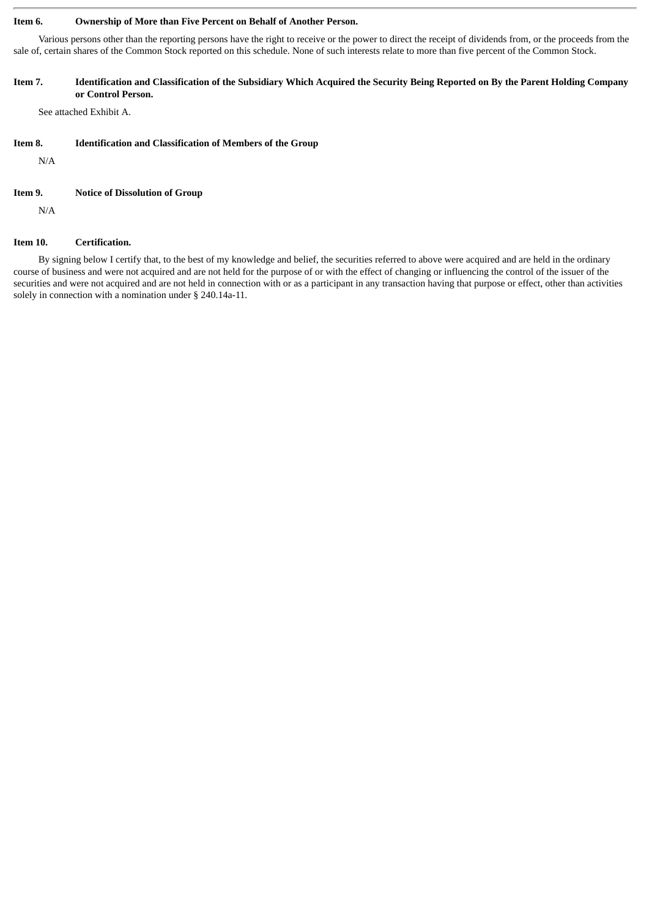**Item 6. Ownership of More than Five Percent on Behalf of Another Person.**

Various persons other than the reporting persons have the right to receive or the power to direct the receipt of dividends from, or the proceeds from the sale of, certain shares of the Common Stock reported on this schedule. None of such interests relate to more than five percent of the Common Stock.

**Item 7. Identification and Classification of the Subsidiary Which Acquired the Security Being Reported on By the Parent Holding Company or Control Person.**

See attached Exhibit A.

**Item 8. Identification and Classification of Members of the Group**

N/A

**Item 9. Notice of Dissolution of Group**

N/A

**Item 10. Certification.**

By signing below I certify that, to the best of my knowledge and belief, the securities referred to above were acquired and are held in the ordinary course of business and were not acquired and are not held for the purpose of or with the effect of changing or influencing the control of the issuer of the securities and were not acquired and are not held in connection with or as a participant in any transaction having that purpose or effect, other than activities solely in connection with a nomination under § 240.14a-11.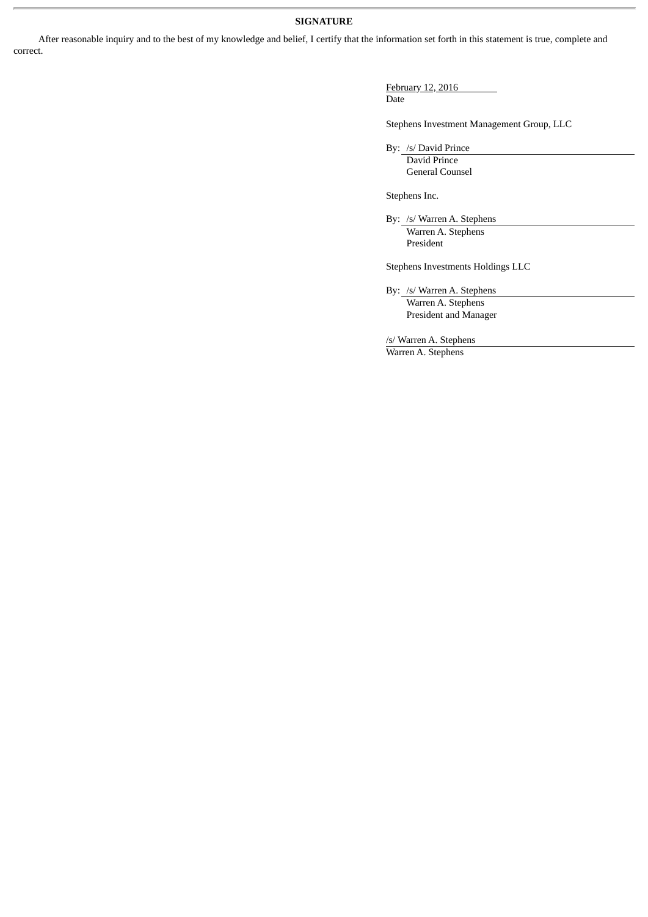**SIGNATURE**

After reasonable inquiry and to the best of my knowledge and belief, I certify that the information set forth in this statement is true, complete and correct.

February 12, 2016
Date

Stephens Investment Management Group, LLC

By: /s/ David Prince
David Prince
General Counsel

Stephens Inc.

By: /s/ Warren A. Stephens
Warren A. Stephens
President

Stephens Investments Holdings LLC

By: /s/ Warren A. Stephens
Warren A. Stephens
President and Manager

/s/ Warren A. Stephens
Warren A. Stephens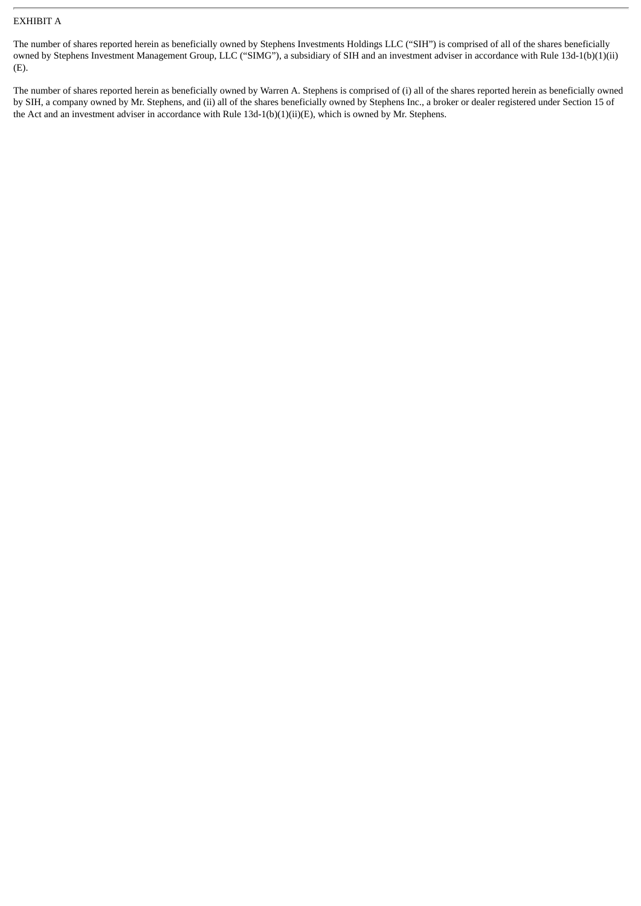EXHIBIT A

The number of shares reported herein as beneficially owned by Stephens Investments Holdings LLC (“SIH”) is comprised of all of the shares beneficially owned by Stephens Investment Management Group, LLC (“SIMG”), a subsidiary of SIH and an investment adviser in accordance with Rule 13d-1(b)(1)(ii)(E).

The number of shares reported herein as beneficially owned by Warren A. Stephens is comprised of (i) all of the shares reported herein as beneficially owned by SIH, a company owned by Mr. Stephens, and (ii) all of the shares beneficially owned by Stephens Inc., a broker or dealer registered under Section 15 of the Act and an investment adviser in accordance with Rule 13d-1(b)(1)(ii)(E), which is owned by Mr. Stephens.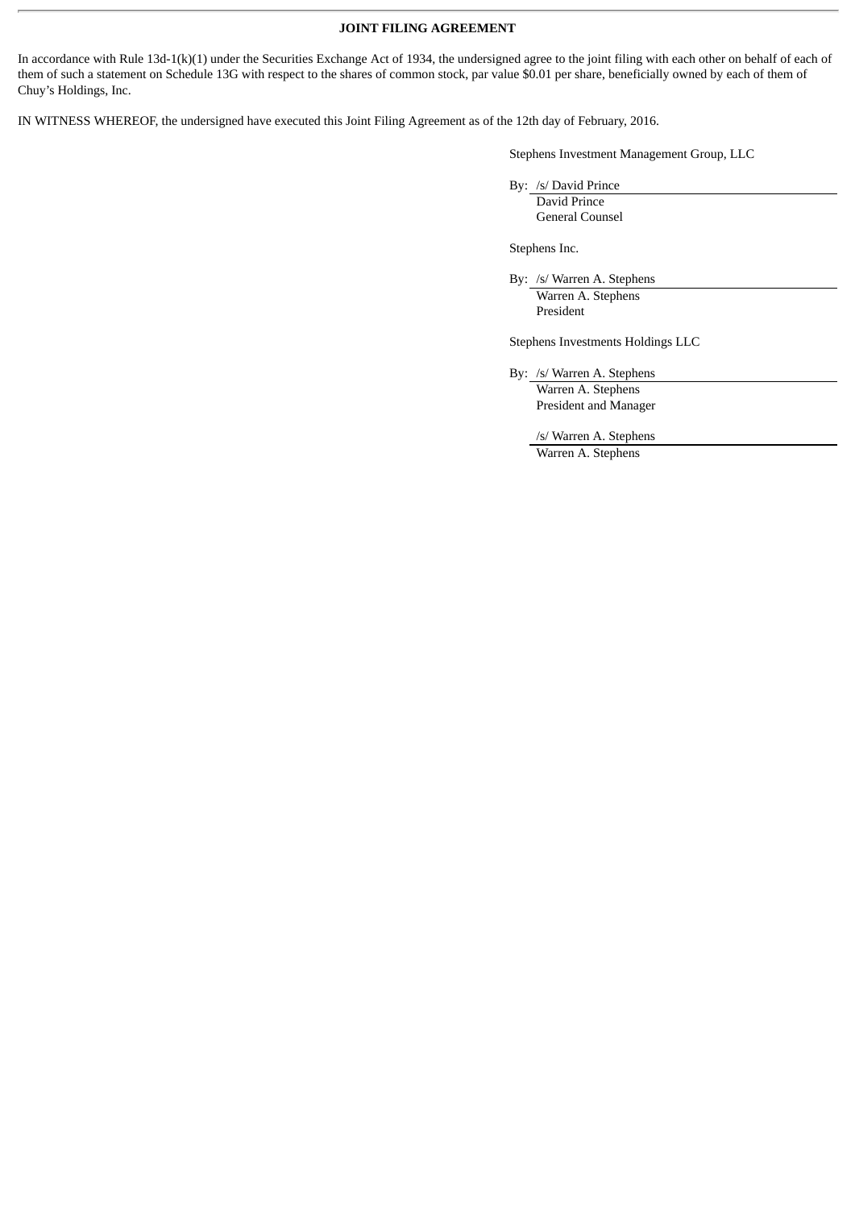**JOINT FILING AGREEMENT**

In accordance with Rule 13d-1(k)(1) under the Securities Exchange Act of 1934, the undersigned agree to the joint filing with each other on behalf of each of them of such a statement on Schedule 13G with respect to the shares of common stock, par value $0.01 per share, beneficially owned by each of them of Chuy's Holdings, Inc.

IN WITNESS WHEREOF, the undersigned have executed this Joint Filing Agreement as of the 12th day of February, 2016.

Stephens Investment Management Group, LLC

By: /s/ David Prince
David Prince
General Counsel

Stephens Inc.

By: /s/ Warren A. Stephens
Warren A. Stephens
President

Stephens Investments Holdings LLC

By: /s/ Warren A. Stephens
Warren A. Stephens
President and Manager

/s/ Warren A. Stephens
Warren A. Stephens